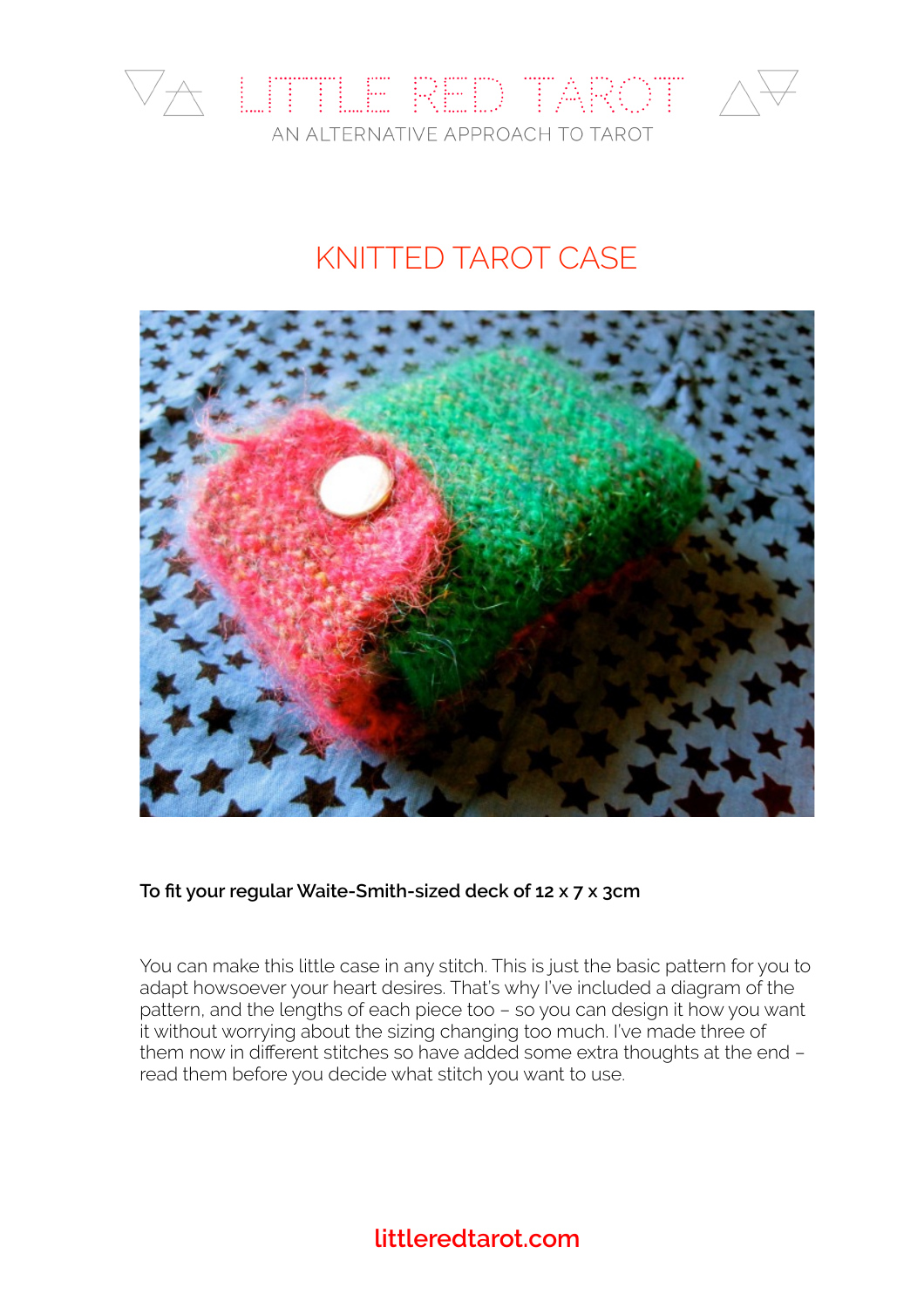# LITTLE RED TAROT

AN ALTERNATIVE APPROACH TO TAROT

## KNITTED TAROT CASE

**To fit your regular Waite-Smith-sized deck of 12 x 7 x 3cm**

You can make this little case in any stitch. This is just the basic pattern for you to adapt howsoever your heart desires. That's why I've included a diagram of the pattern, and the lengths of each piece too – so you can design it how you want it without worrying about the sizing changing too much. I've made three of them now in different stitches so have added some extra thoughts at the end – read them before you decide what stitch you want to use.

**littleredtarot.com**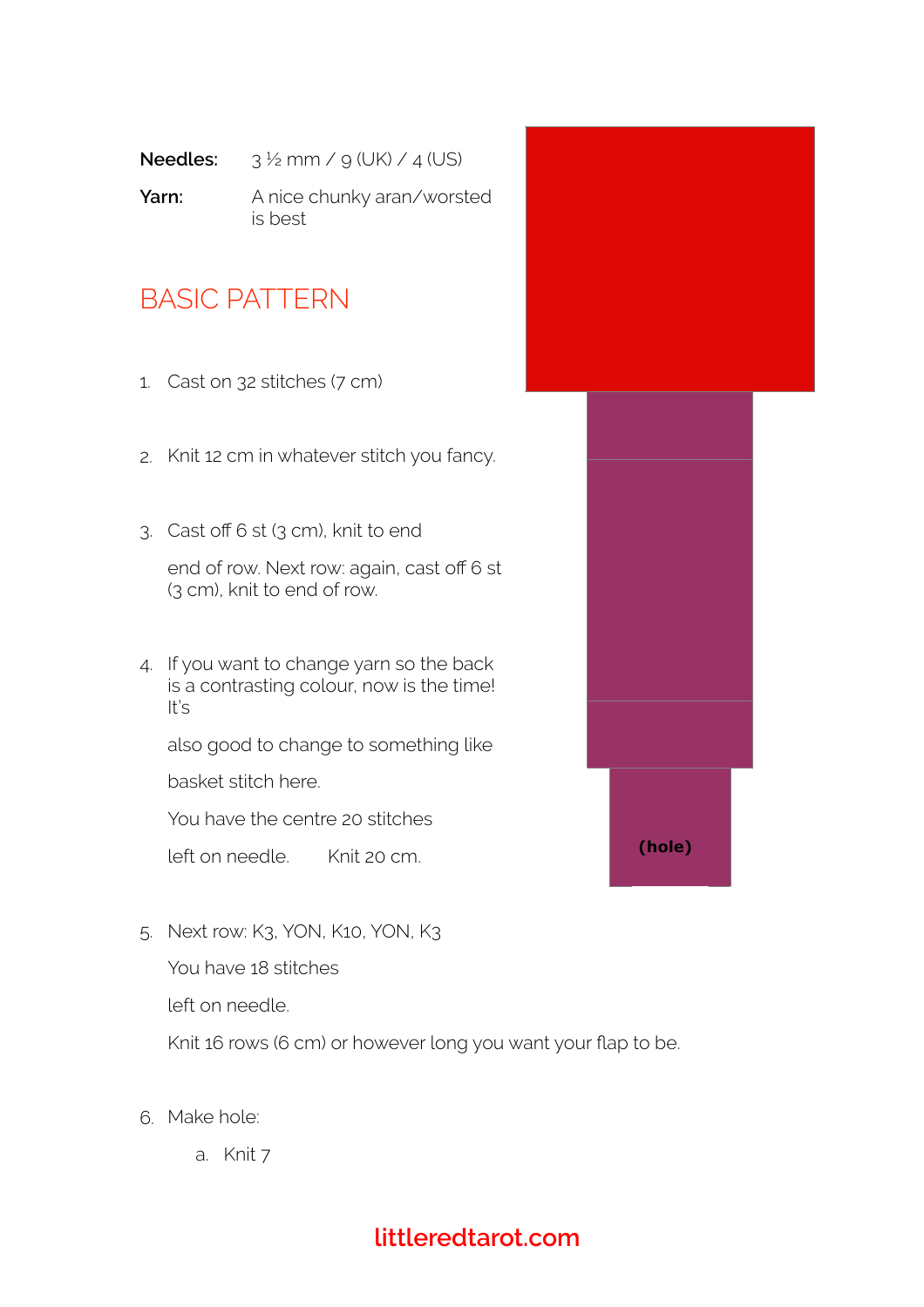**Needles:** 3 ½ mm / 9 (UK) / 4 (US)

**Yarn:** A nice chunky aran/worsted is best

## BASIC PATTERN

1. Cast on 32 stitches (7 cm)

2. Knit 12 cm in whatever stitch you fancy.

3. Cast off 6 st (3 cm), knit to end

   end of row. Next row: again, cast off 6 st (3 cm), knit to end of row.

4. If you want to change yarn so the back is a contrasting colour, now is the time! It's

   also good to change to something like

   basket stitch here.

   You have the centre 20 stitches

   left on needle. Knit 20 cm.

5. Next row: K3, YON, K10, YON, K3

   You have 18 stitches

   left on needle.

   Knit 16 rows (6 cm) or however long you want your flap to be.

6. Make hole:

   a. Knit 7

(hole)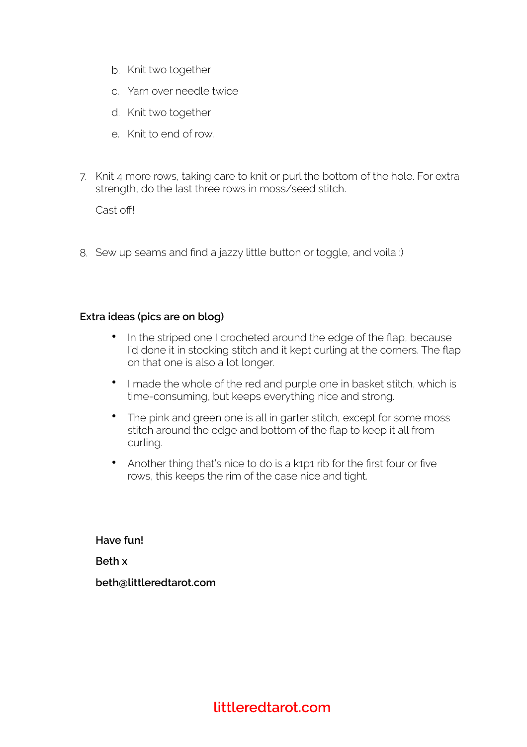b. Knit two together

   c. Yarn over needle twice

   d. Knit two together

   e. Knit to end of row.

7. Knit 4 more rows, taking care to knit or purl the bottom of the hole. For extra strength, do the last three rows in moss/seed stitch.

   Cast off!

8. Sew up seams and find a jazzy little button or toggle, and voila :)

**Extra ideas (pics are on blog)**

- In the striped one I crocheted around the edge of the flap, because I'd done it in stocking stitch and it kept curling at the corners. The flap on that one is also a lot longer.
- I made the whole of the red and purple one in basket stitch, which is time-consuming, but keeps everything nice and strong.
- The pink and green one is all in garter stitch, except for some moss stitch around the edge and bottom of the flap to keep it all from curling.
- Another thing that's nice to do is a k1p1 rib for the first four or five rows, this keeps the rim of the case nice and tight.

**Have fun!**

**Beth x**

**beth@littleredtarot.com**

littleredtarot.com